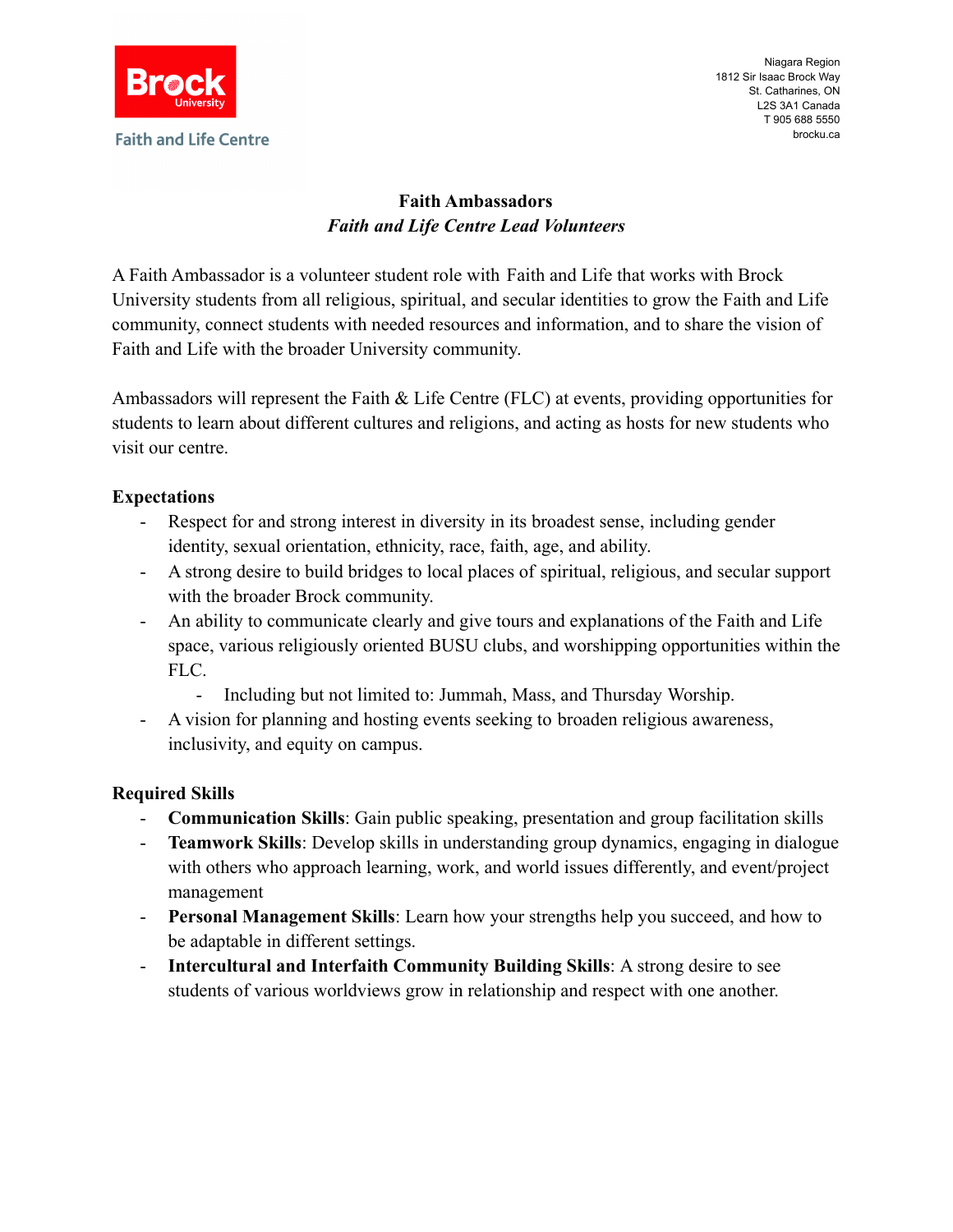Brock University

Faith and Life Centre

Niagara Region
1812 Sir Isaac Brock Way
St. Catharines, ON
L2S 3A1 Canada
T 905 688 5550
brocku.ca

# Faith Ambassadors

## *Faith and Life Centre Lead Volunteers*

A Faith Ambassador is a volunteer student role with Faith and Life that works with Brock University students from all religious, spiritual, and secular identities to grow the Faith and Life community, connect students with needed resources and information, and to share the vision of Faith and Life with the broader University community.

Ambassadors will represent the Faith & Life Centre (FLC) at events, providing opportunities for students to learn about different cultures and religions, and acting as hosts for new students who visit our centre.

### Expectations

- Respect for and strong interest in diversity in its broadest sense, including gender identity, sexual orientation, ethnicity, race, faith, age, and ability.
- A strong desire to build bridges to local places of spiritual, religious, and secular support with the broader Brock community.
- An ability to communicate clearly and give tours and explanations of the Faith and Life space, various religiously oriented BUSU clubs, and worshipping opportunities within the FLC.
    - Including but not limited to: Jummah, Mass, and Thursday Worship.
- A vision for planning and hosting events seeking to broaden religious awareness, inclusivity, and equity on campus.

### Required Skills

- **Communication Skills**: Gain public speaking, presentation and group facilitation skills
- **Teamwork Skills**: Develop skills in understanding group dynamics, engaging in dialogue with others who approach learning, work, and world issues differently, and event/project management
- **Personal Management Skills**: Learn how your strengths help you succeed, and how to be adaptable in different settings.
- **Intercultural and Interfaith Community Building Skills**: A strong desire to see students of various worldviews grow in relationship and respect with one another.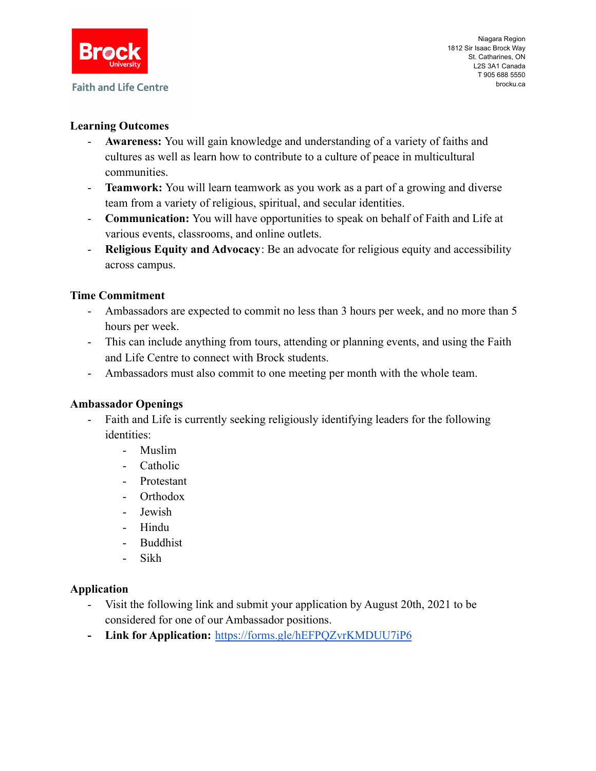## Learning Outcomes

- **Awareness:** You will gain knowledge and understanding of a variety of faiths and cultures as well as learn how to contribute to a culture of peace in multicultural communities.
- **Teamwork:** You will learn teamwork as you work as a part of a growing and diverse team from a variety of religious, spiritual, and secular identities.
- **Communication:** You will have opportunities to speak on behalf of Faith and Life at various events, classrooms, and online outlets.
- **Religious Equity and Advocacy**: Be an advocate for religious equity and accessibility across campus.

## Time Commitment

- Ambassadors are expected to commit no less than 3 hours per week, and no more than 5 hours per week.
- This can include anything from tours, attending or planning events, and using the Faith and Life Centre to connect with Brock students.
- Ambassadors must also commit to one meeting per month with the whole team.

## Ambassador Openings

- Faith and Life is currently seeking religiously identifying leaders for the following identities:
  - Muslim
  - Catholic
  - Protestant
  - Orthodox
  - Jewish
  - Hindu
  - Buddhist
  - Sikh

## Application

- Visit the following link and submit your application by August 20th, 2021 to be considered for one of our Ambassador positions.
- **Link for Application:** https://forms.gle/hEFPQZvrKMDUU7iP6